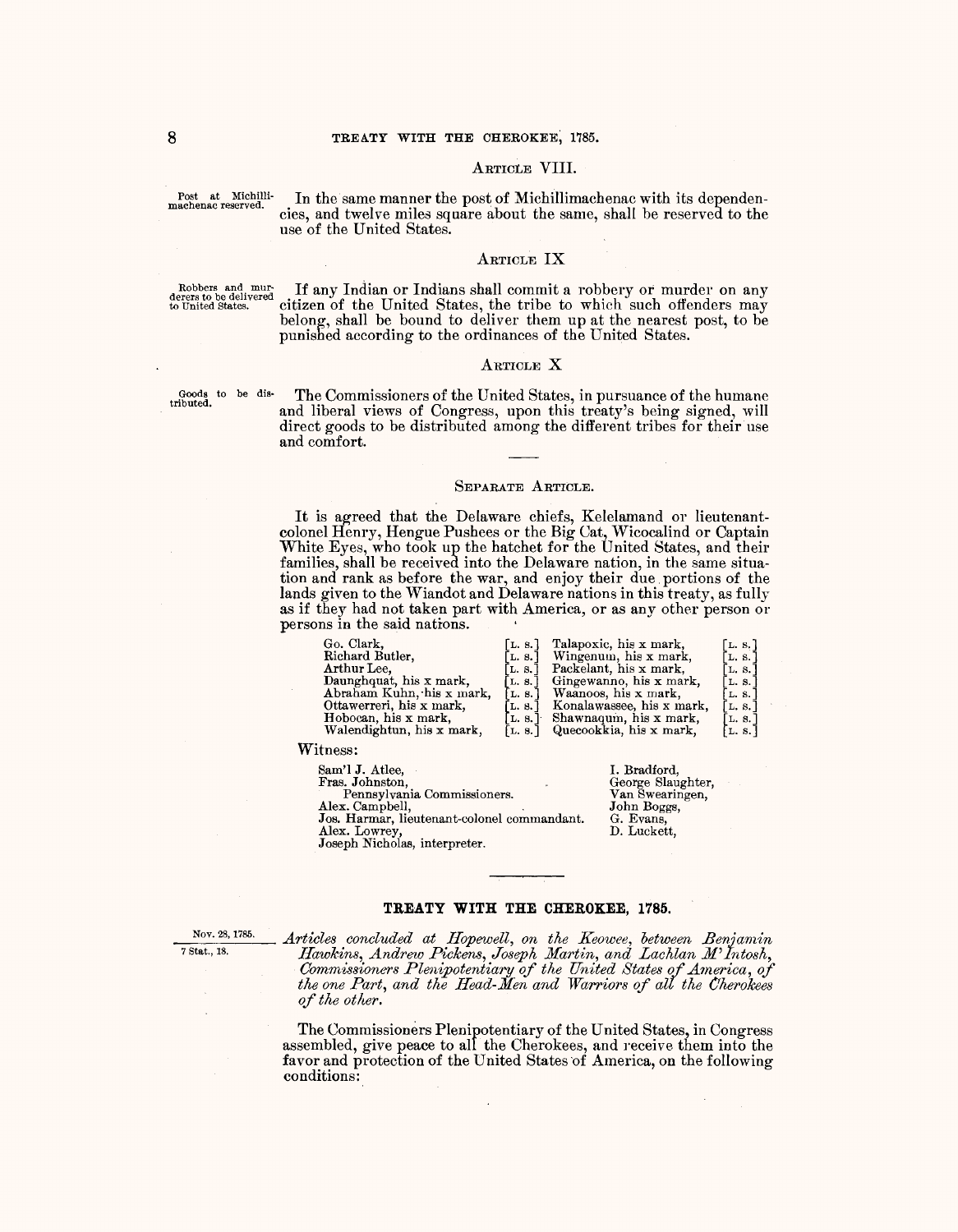### Article VIII.

Post at Michillimachenac reserved.

In the same manner the post of Michillimachenac with its dependencies, and twelve miles square about the same, shall be reserved to the use of the United States.

### Article IX

Robbers and murderers to be delivered to United States.

If any Indian or Indians shall commit a robbery or murder on any citizen of the United States, the tribe to which such offenders may belong, shall be bound to deliver them up at the nearest post, to be punished according to the ordinances of the United States.

### Article X

Goods to be distributed.

The Commissioners of the United States, in pursuance of the humane and liberal views of Congress, upon this treaty's being signed, will direct goods to be distributed among the different tribes for their use and comfort.

### Separate Article.

It is agreed that the Delaware chiefs, Kelelamand or lieutenant-colonel Henry, Hengue Pushees or the Big Cat, Wicocalind or Captain White Eyes, who took up the hatchet for the United States, and their families, shall be received into the Delaware nation, in the same situation and rank as before the war, and enjoy their due portions of the lands given to the Wiandot and Delaware nations in this treaty, as fully as if they had not taken part with America, or as any other person or persons in the said nations.

| | | | |
|---|---|---|---|
| Go. Clark, | [L. S.] | Talapoxic, his x mark, | [L. S.] |
| Richard Butler, | [L. S.] | Wingenum, his x mark, | [L. S.] |
| Arthur Lee, | [L. S.] | Packelant, his x mark, | [L. S.] |
| Daunghquat, his x mark, | [L. S.] | Gingewanno, his x mark, | [L. S.] |
| Abraham Kuhn, his x mark, | [L. S.] | Waanoos, his x mark, | [L. S.] |
| Ottawerreri, his x mark, | [L. S.] | Konalawassee, his x mark, | [L. S.] |
| Hobocan, his x mark, | [L. S.] | Shawnaqum, his x mark, | [L. S.] |
| Walendightun, his x mark, | [L. S.] | Quecookkia, his x mark, | [L. S.] |

Witness:

Sam'l J. Atlee,
Fras. Johnston,
Pennsylvania Commissioners.
Alex. Campbell,
Jos. Harmar, lieutenant-colonel commandant.
Alex. Lowrey,
Joseph Nicholas, interpreter.
I. Bradford,
George Slaughter,
Van Swearingen,
John Boggs,
G. Evans,
D. Luckett,

## TREATY WITH THE CHEROKEE, 1785.

Nov. 28, 1785.
7 Stat., 18.

*Articles concluded at Hopewell, on the Keowee, between Benjamin Hawkins, Andrew Pickens, Joseph Martin, and Lachlan M'Intosh, Commissioners Plenipotentiary of the United States of America, of the one Part, and the Head-Men and Warriors of all the Cherokees of the other.*

The Commissioners Plenipotentiary of the United States, in Congress assembled, give peace to all the Cherokees, and receive them into the favor and protection of the United States of America, on the following conditions: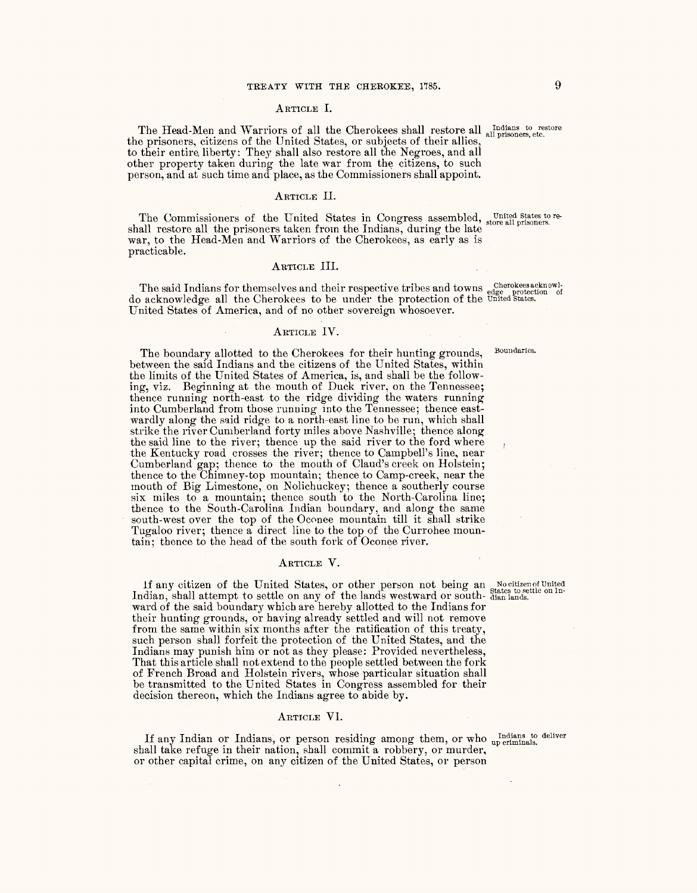## ARTICLE I.

The Head-Men and Warriors of all the Cherokees shall restore all the prisoners, citizens of the United States, or subjects of their allies, to their entire liberty: They shall also restore all the Negroes, and all other property taken during the late war from the citizens, to such person, and at such time and place, as the Commissioners shall appoint.

Indians to restore all prisoners, etc.

## ARTICLE II.

The Commissioners of the United States in Congress assembled, shall restore all the prisoners taken from the Indians, during the late war, to the Head-Men and Warriors of the Cherokees, as early as is practicable.

United States to restore all prisoners.

## ARTICLE III.

The said Indians for themselves and their respective tribes and towns do acknowledge all the Cherokees to be under the protection of the United States of America, and of no other sovereign whosoever.

Cherokees acknowledge protection of United States.

## ARTICLE IV.

The boundary allotted to the Cherokees for their hunting grounds, between the said Indians and the citizens of the United States, within the limits of the United States of America, is, and shall be the following, viz. Beginning at the mouth of Duck river, on the Tennessee; thence running north-east to the ridge dividing the waters running into Cumberland from those running into the Tennessee; thence eastwardly along the said ridge to a north-east line to be run, which shall strike the river Cumberland forty miles above Nashville; thence along the said line to the river; thence up the said river to the ford where the Kentucky road crosses the river; thence to Campbell's line, near Cumberland gap; thence to the mouth of Claud's creek on Holstein; thence to the Chimney-top mountain; thence to Camp-creek, near the mouth of Big Limestone, on Nolichuckey; thence a southerly course six miles to a mountain; thence south to the North-Carolina line; thence to the South-Carolina Indian boundary, and along the same south-west over the top of the Oconee mountain till it shall strike Tugaloo river; thence a direct line to the top of the Currohee mountain; thence to the head of the south fork of Oconee river.

Boundaries.

## ARTICLE V.

If any citizen of the United States, or other person not being an Indian, shall attempt to settle on any of the lands westward or southward of the said boundary which are hereby allotted to the Indians for their hunting grounds, or having already settled and will not remove from the same within six months after the ratification of this treaty, such person shall forfeit the protection of the United States, and the Indians may punish him or not as they please: Provided nevertheless, That this article shall not extend to the people settled between the fork of French Broad and Holstein rivers, whose particular situation shall be transmitted to the United States in Congress assembled for their decision thereon, which the Indians agree to abide by.

No citizen of United States to settle on Indian lands.

## ARTICLE VI.

If any Indian or Indians, or person residing among them, or who shall take refuge in their nation, shall commit a robbery, or murder, or other capital crime, on any citizen of the United States, or person

Indians to deliver up criminals.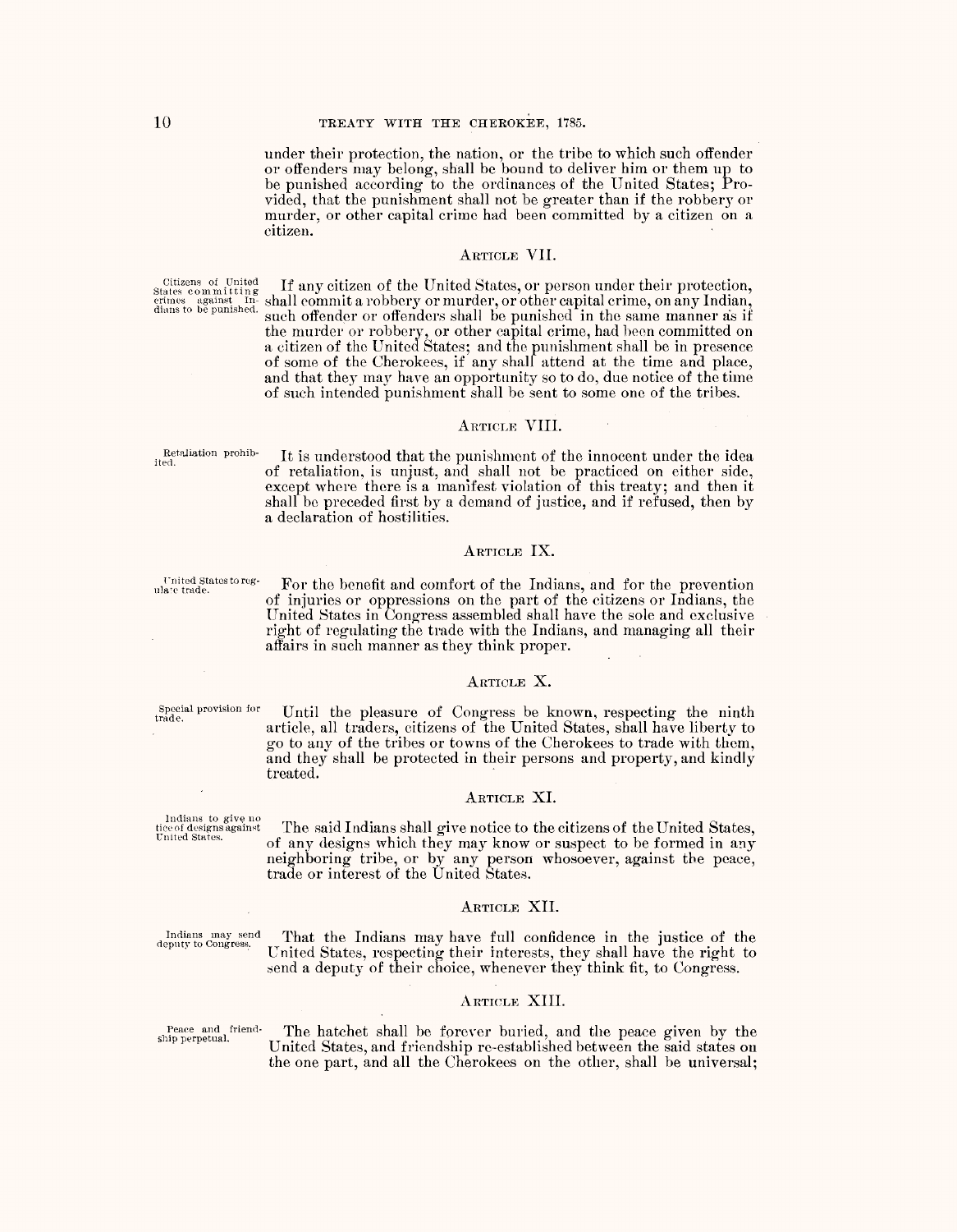under their protection, the nation, or the tribe to which such offender or offenders may belong, shall be bound to deliver him or them up to be punished according to the ordinances of the United States; Provided, that the punishment shall not be greater than if the robbery or murder, or other capital crime had been committed by a citizen on a citizen.

### Article VII.

*Citizens of United States committing crimes against Indians to be punished.*

If any citizen of the United States, or person under their protection, shall commit a robbery or murder, or other capital crime, on any Indian, such offender or offenders shall be punished in the same manner as if the murder or robbery, or other capital crime, had been committed on a citizen of the United States; and the punishment shall be in presence of some of the Cherokees, if any shall attend at the time and place, and that they may have an opportunity so to do, due notice of the time of such intended punishment shall be sent to some one of the tribes.

### Article VIII.

*Retaliation prohibited.*

It is understood that the punishment of the innocent under the idea of retaliation, is unjust, and shall not be practiced on either side, except where there is a manifest violation of this treaty; and then it shall be preceded first by a demand of justice, and if refused, then by a declaration of hostilities.

### Article IX.

*United States to regulate trade.*

For the benefit and comfort of the Indians, and for the prevention of injuries or oppressions on the part of the citizens or Indians, the United States in Congress assembled shall have the sole and exclusive right of regulating the trade with the Indians, and managing all their affairs in such manner as they think proper.

### Article X.

*Special provision for trade.*

Until the pleasure of Congress be known, respecting the ninth article, all traders, citizens of the United States, shall have liberty to go to any of the tribes or towns of the Cherokees to trade with them, and they shall be protected in their persons and property, and kindly treated.

### Article XI.

*Indians to give notice of designs against United States.*

The said Indians shall give notice to the citizens of the United States, of any designs which they may know or suspect to be formed in any neighboring tribe, or by any person whosoever, against the peace, trade or interest of the United States.

### Article XII.

*Indians may send deputy to Congress.*

That the Indians may have full confidence in the justice of the United States, respecting their interests, they shall have the right to send a deputy of their choice, whenever they think fit, to Congress.

### Article XIII.

*Peace and friendship perpetual.*

The hatchet shall be forever buried, and the peace given by the United States, and friendship re-established between the said states on the one part, and all the Cherokees on the other, shall be universal;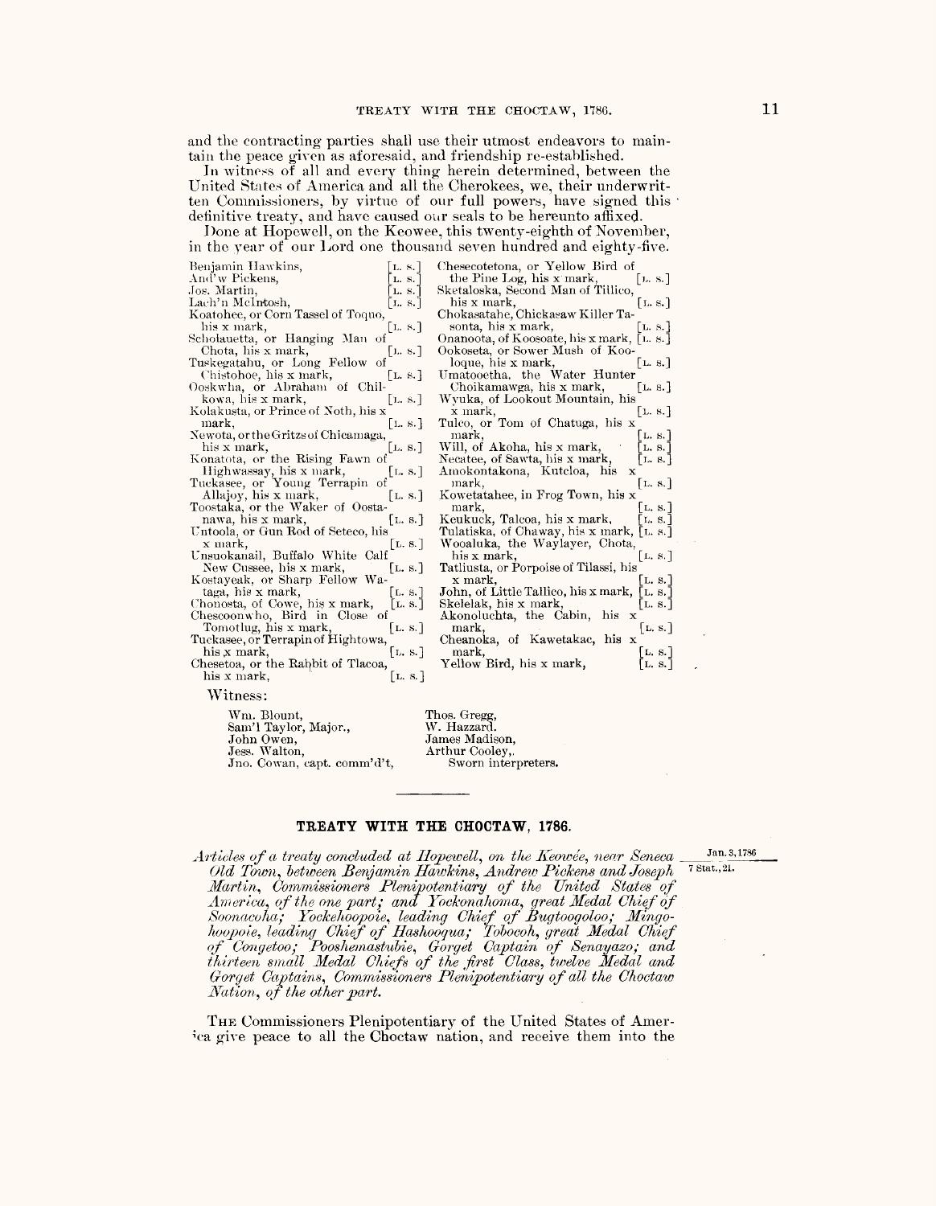and the contracting parties shall use their utmost endeavors to maintain the peace given as aforesaid, and friendship re-established.

In witness of all and every thing herein determined, between the United States of America and all the Cherokees, we, their underwritten Commissioners, by virtue of our full powers, have signed this definitive treaty, and have caused our seals to be hereunto affixed.

Done at Hopewell, on the Keowee, this twenty-eighth of November, in the year of our Lord one thousand seven hundred and eighty-five.

Benjamin Hawkins, [L. S.]
And'w Pickens, [L. S.]
Jos. Martin, [L. S.]
Lach'n McIntosh, [L. S.]
Koatohee, or Corn Tassel of Toquo, his x mark, [L. S.]
Scholauetta, or Hanging Man of Chota, his x mark, [L. S.]
Tuskegatahu, or Long Fellow of Chistohoe, his x mark, [L. S.]
Ooskwha, or Abraham of Chilkowa, his x mark, [L. S.]
Kolakusta, or Prince of Noth, his x mark, [L. S.]
Newota, or the Gritzs of Chicamaga, his x mark, [L. S.]
Konatota, or the Rising Fawn of Highwassay, his x mark, [L. S.]
Tuckasee, or Young Terrapin of Allajoy, his x mark, [L. S.]
Toostaka, or the Waker of Oostanawa, his x mark, [L. S.]
Untoola, or Gun Rod of Seteco, his x mark, [L. S.]
Unsuokanail, Buffalo White Calf New Cussee, his x mark, [L. S.]
Kostayeak, or Sharp Fellow Wataga, his x mark, [L. S.]
Chonosta, of Cowe, his x mark, [L. S.]
Chescoonwho, Bird in Close of Tomotlug, his x mark, [L. S.]
Tuckasee, or Terrapin of Hightowa, his x mark, [L. S.]
Chesetoa, or the Rabbit of Tlacoa, his x mark, [L. S.]
Chesecotetona, or Yellow Bird of the Pine Log, his x mark, [L. S.]
Sketaloska, Second Man of Tillico, his x mark, [L. S.]
Chokasatahe, Chickasaw Killer Tasonta, his x mark, [L. S.]
Onanoota, of Koosoate, his x mark, [L. S.]
Ookoseta, or Sower Mush of Kooloque, his x mark, [L. S.]
Umatooetha, the Water Hunter Choikamawga, his x mark, [L. S.]
Wyuka, of Lookout Mountain, his x mark, [L. S.]
Tulco, or Tom of Chatuga, his x mark, [L. S.]
Will, of Akoha, his x mark, [L. S.]
Necatee, of Sawta, his x mark, [L. S.]
Amokontakona, Kutcloa, his x mark, [L. S.]
Kowetatahee, in Frog Town, his x mark, [L. S.]
Keukuck, Talcoa, his x mark, [L. S.]
Tulatiska, of Chaway, his x mark, [L. S.]
Wooaluka, the Waylayer, Chota, his x mark, [L. S.]
Tatliusta, or Porpoise of Tilassi, his x mark, [L. S.]
John, of Little Tallico, his x mark, [L. S.]
Skelelak, his x mark, [L. S.]
Akonoluchta, the Cabin, his x mark, [L. S.]
Cheanoka, of Kawetakac, his x mark, [L. S.]
Yellow Bird, his x mark, [L. S.]

Witness:

Wm. Blount,
Sam'l Taylor, Major.,
John Owen,
Jess. Walton,
Jno. Cowan, capt. comm'd't,
Thos. Gregg,
W. Hazzard.
James Madison,
Arthur Cooley,
Sworn interpreters.

---

## TREATY WITH THE CHOCTAW, 1786.

Jan. 3, 1786
7 Stat., 21.

*Articles of a treaty concluded at Hopewell, on the Keowée, near Seneca Old Town, between Benjamin Hawkins, Andrew Pickens and Joseph Martin, Commissioners Plenipotentiary of the United States of America, of the one part; and Yockonahoma, great Medal Chief of Soonacoha; Yockehoopoie, leading Chief of Bugtoogoloo; Mingohoopoie, leading Chief of Hashooqua; Tobocoh, great Medal Chief of Congetoo; Pooshemastubie, Gorget Captain of Senayazo; and thirteen small Medal Chiefs of the first Class, twelve Medal and Gorget Captains, Commissioners Plenipotentiary of all the Choctaw Nation, of the other part.*

The Commissioners Plenipotentiary of the United States of America give peace to all the Choctaw nation, and receive them into the